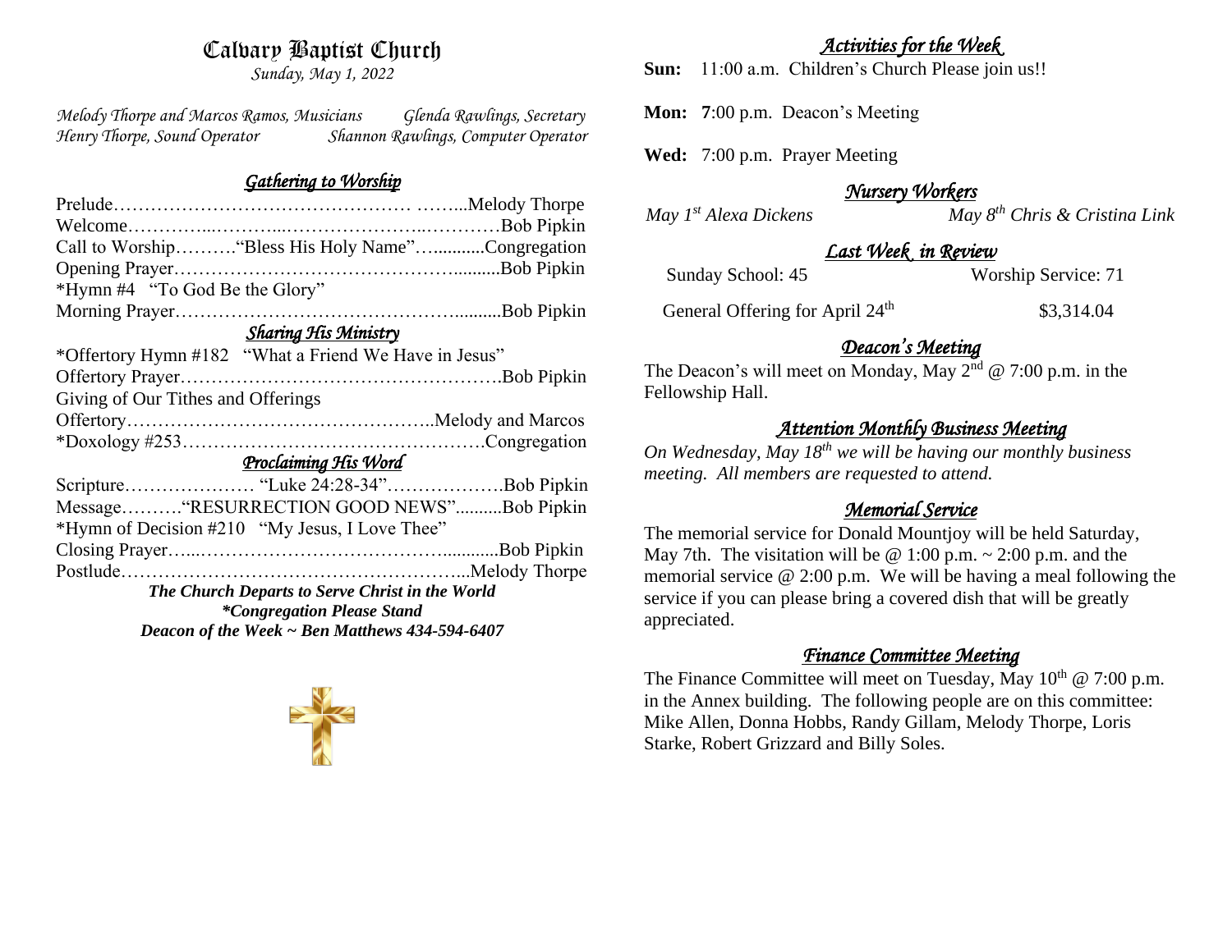# Calvary Baptist Church

*Sunday, May 1, 2022*

*Melody Thorpe and Marcos Ramos, Musicians* *Glenda Rawlings, Secretary*
*Henry Thorpe, Sound Operator* *Shannon Rawlings, Computer Operator*

## *Gathering to Worship*

Prelude………………………………………… ……...Melody Thorpe
Welcome…………...………...…………………..…………Bob Pipkin
Call to Worship……….“Bless His Holy Name”…...........Congregation
Opening Prayer……………………………………….........Bob Pipkin
*Hymn #4 “To God Be the Glory”
Morning Prayer……………………………………….........Bob Pipkin

## *Sharing His Ministry*

*Offertory Hymn #182 “What a Friend We Have in Jesus”
Offertory Prayer…………………………………………….Bob Pipkin
Giving of Our Tithes and Offerings
Offertory…………………………………………..Melody and Marcos
*Doxology #253………………………………………….Congregation

## *Proclaiming His Word*

Scripture………………… “Luke 24:28-34”……………….Bob Pipkin
Message……….“RESURRECTION GOOD NEWS”..........Bob Pipkin
*Hymn of Decision #210 “My Jesus, I Love Thee”
Closing Prayer…...…………………………………............Bob Pipkin
Postlude………………………………………………...Melody Thorpe

***The Church Departs to Serve Christ in the World***
***\*Congregation Please Stand***
***Deacon of the Week ~ Ben Matthews 434-594-6407***

## *Activities for the Week*

**Sun:** 11:00 a.m. Children’s Church Please join us!!

**Mon:** **7**:00 p.m. Deacon’s Meeting

**Wed:** 7:00 p.m. Prayer Meeting

## *Nursery Workers*

*May 1st Alexa Dickens* *May 8th Chris & Cristina Link*

## *Last Week in Review*

Sunday School: 45 Worship Service: 71

General Offering for April 24th $3,314.04

## *Deacon’s Meeting*

The Deacon’s will meet on Monday, May 2nd @ 7:00 p.m. in the Fellowship Hall.

## *Attention Monthly Business Meeting*

*On Wednesday, May 18th we will be having our monthly business meeting. All members are requested to attend.*

## *Memorial Service*

The memorial service for Donald Mountjoy will be held Saturday, May 7th. The visitation will be @ 1:00 p.m. ~ 2:00 p.m. and the memorial service @ 2:00 p.m. We will be having a meal following the service if you can please bring a covered dish that will be greatly appreciated.

## *Finance Committee Meeting*

The Finance Committee will meet on Tuesday, May 10th @ 7:00 p.m. in the Annex building. The following people are on this committee: Mike Allen, Donna Hobbs, Randy Gillam, Melody Thorpe, Loris Starke, Robert Grizzard and Billy Soles.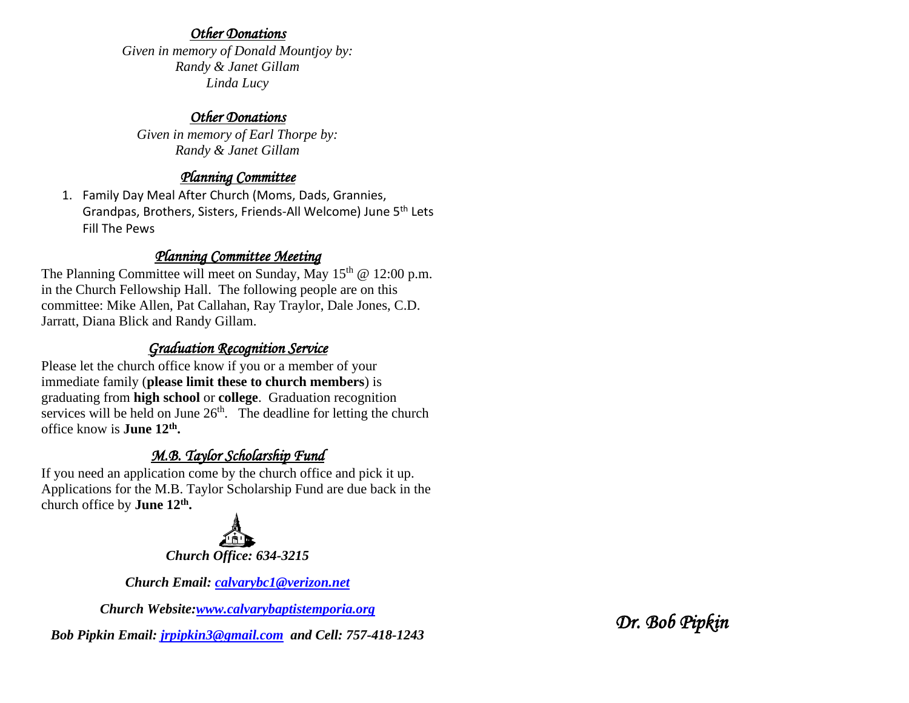### *Other Donations*

*Given in memory of Donald Mountjoy by:*
*Randy & Janet Gillam*
*Linda Lucy*

### *Other Donations*

*Given in memory of Earl Thorpe by:*
*Randy & Janet Gillam*

### *Planning Committee*

1. Family Day Meal After Church (Moms, Dads, Grannies, Grandpas, Brothers, Sisters, Friends-All Welcome) June 5th Lets Fill The Pews

### *Planning Committee Meeting*

The Planning Committee will meet on Sunday, May 15th @ 12:00 p.m. in the Church Fellowship Hall. The following people are on this committee: Mike Allen, Pat Callahan, Ray Traylor, Dale Jones, C.D. Jarratt, Diana Blick and Randy Gillam.

### *Graduation Recognition Service*

Please let the church office know if you or a member of your immediate family (**please limit these to church members**) is graduating from **high school** or **college**. Graduation recognition services will be held on June 26th. The deadline for letting the church office know is **June 12th.**

### *M.B. Taylor Scholarship Fund*

If you need an application come by the church office and pick it up. Applications for the M.B. Taylor Scholarship Fund are due back in the church office by **June 12th.**

***Church Office: 634-3215***

***Church Email: [calvarybc1@verizon.net](mailto:calvarybc1@verizon.net)***

***Church Website:[www.calvarybaptistemporia.org](http://www.calvarybaptistemporia.org)***

***Bob Pipkin Email: [jrpipkin3@gmail.com](mailto:jrpipkin3@gmail.com) and Cell: 757-418-1243***

*Dr. Bob Pipkin*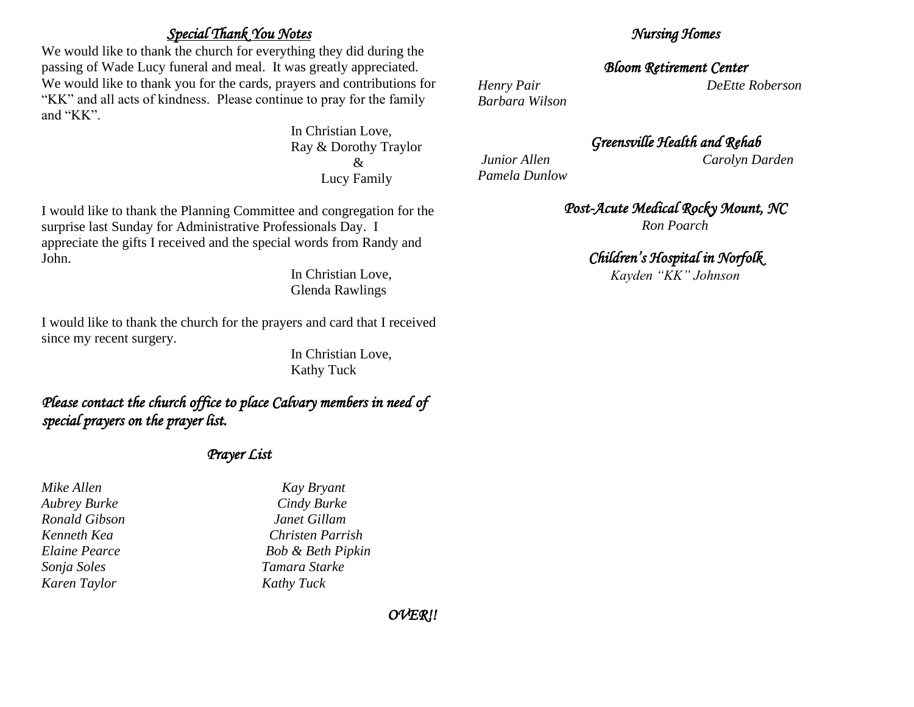## *Special Thank You Notes*

We would like to thank the church for everything they did during the passing of Wade Lucy funeral and meal. It was greatly appreciated. We would like to thank you for the cards, prayers and contributions for "KK" and all acts of kindness. Please continue to pray for the family and "KK".

In Christian Love,
Ray & Dorothy Traylor
&
Lucy Family

I would like to thank the Planning Committee and congregation for the surprise last Sunday for Administrative Professionals Day. I appreciate the gifts I received and the special words from Randy and John.

In Christian Love,
Glenda Rawlings

I would like to thank the church for the prayers and card that I received since my recent surgery.

In Christian Love,
Kathy Tuck

***Please contact the church office to place Calvary members in need of special prayers on the prayer list.***

## *Prayer List*

| | |
|---|---|
| *Mike Allen* | *Kay Bryant* |
| *Aubrey Burke* | *Cindy Burke* |
| *Ronald Gibson* | *Janet Gillam* |
| *Kenneth Kea* | *Christen Parrish* |
| *Elaine Pearce* | *Bob & Beth Pipkin* |
| *Sonja Soles* | *Tamara Starke* |
| *Karen Taylor* | *Kathy Tuck* |

*OVER!!*

## *Nursing Homes*

### *Bloom Retirement Center*

*Henry Pair* — *DeEtte Roberson*
*Barbara Wilson*

### *Greensville Health and Rehab*

*Junior Allen* — *Carolyn Darden*
*Pamela Dunlow*

### *Post-Acute Medical Rocky Mount, NC*

*Ron Poarch*

### *Children's Hospital in Norfolk*

*Kayden "KK" Johnson*